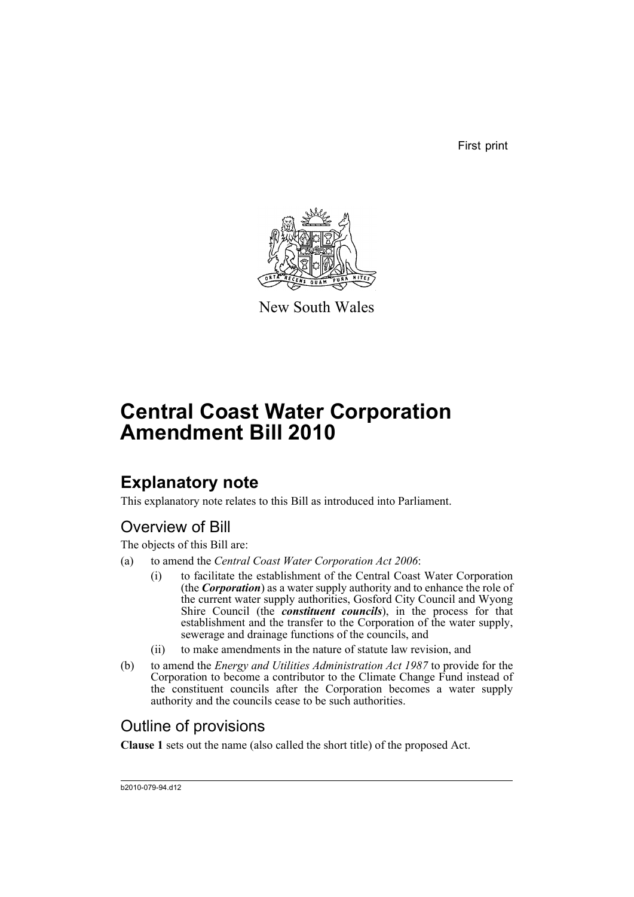First print

New South Wales

# Central Coast Water Corporation Amendment Bill 2010

## Explanatory note

This explanatory note relates to this Bill as introduced into Parliament.

### Overview of Bill

The objects of this Bill are:

(a) to amend the *Central Coast Water Corporation Act 2006*:

- (i) to facilitate the establishment of the Central Coast Water Corporation (the ***Corporation***) as a water supply authority and to enhance the role of the current water supply authorities, Gosford City Council and Wyong Shire Council (the ***constituent councils***), in the process for that establishment and the transfer to the Corporation of the water supply, sewerage and drainage functions of the councils, and
- (ii) to make amendments in the nature of statute law revision, and

(b) to amend the *Energy and Utilities Administration Act 1987* to provide for the Corporation to become a contributor to the Climate Change Fund instead of the constituent councils after the Corporation becomes a water supply authority and the councils cease to be such authorities.

### Outline of provisions

**Clause 1** sets out the name (also called the short title) of the proposed Act.

b2010-079-94.d12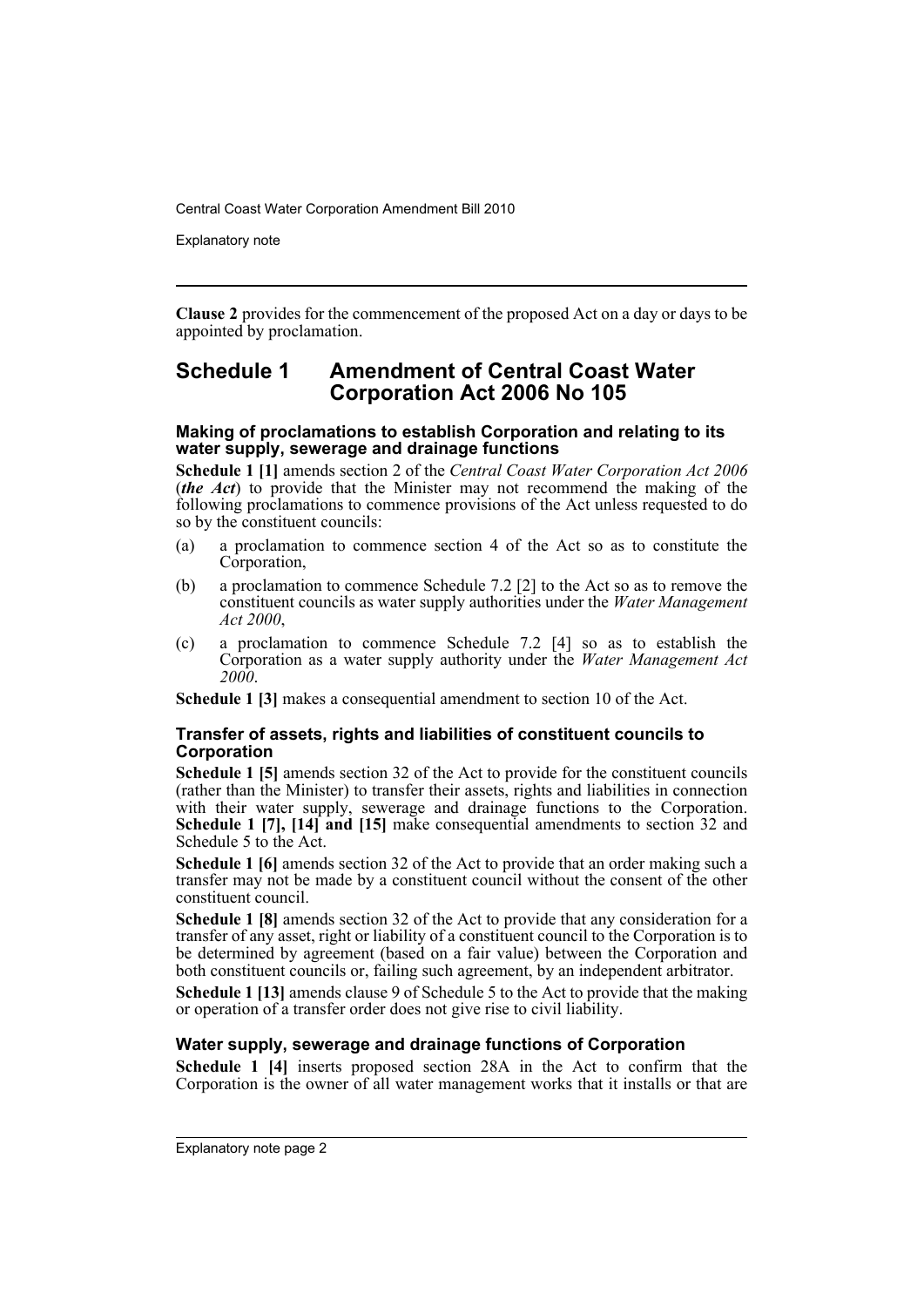**Clause 2** provides for the commencement of the proposed Act on a day or days to be appointed by proclamation.

## Schedule 1 Amendment of Central Coast Water Corporation Act 2006 No 105

### Making of proclamations to establish Corporation and relating to its water supply, sewerage and drainage functions

**Schedule 1 [1]** amends section 2 of the *Central Coast Water Corporation Act 2006* (***the Act***) to provide that the Minister may not recommend the making of the following proclamations to commence provisions of the Act unless requested to do so by the constituent councils:

(a) a proclamation to commence section 4 of the Act so as to constitute the Corporation,

(b) a proclamation to commence Schedule 7.2 [2] to the Act so as to remove the constituent councils as water supply authorities under the *Water Management Act 2000*,

(c) a proclamation to commence Schedule 7.2 [4] so as to establish the Corporation as a water supply authority under the *Water Management Act 2000*.

**Schedule 1 [3]** makes a consequential amendment to section 10 of the Act.

### Transfer of assets, rights and liabilities of constituent councils to Corporation

**Schedule 1 [5]** amends section 32 of the Act to provide for the constituent councils (rather than the Minister) to transfer their assets, rights and liabilities in connection with their water supply, sewerage and drainage functions to the Corporation. **Schedule 1 [7], [14] and [15]** make consequential amendments to section 32 and Schedule 5 to the Act.

**Schedule 1 [6]** amends section 32 of the Act to provide that an order making such a transfer may not be made by a constituent council without the consent of the other constituent council.

**Schedule 1 [8]** amends section 32 of the Act to provide that any consideration for a transfer of any asset, right or liability of a constituent council to the Corporation is to be determined by agreement (based on a fair value) between the Corporation and both constituent councils or, failing such agreement, by an independent arbitrator.

**Schedule 1 [13]** amends clause 9 of Schedule 5 to the Act to provide that the making or operation of a transfer order does not give rise to civil liability.

### Water supply, sewerage and drainage functions of Corporation

**Schedule 1 [4]** inserts proposed section 28A in the Act to confirm that the Corporation is the owner of all water management works that it installs or that are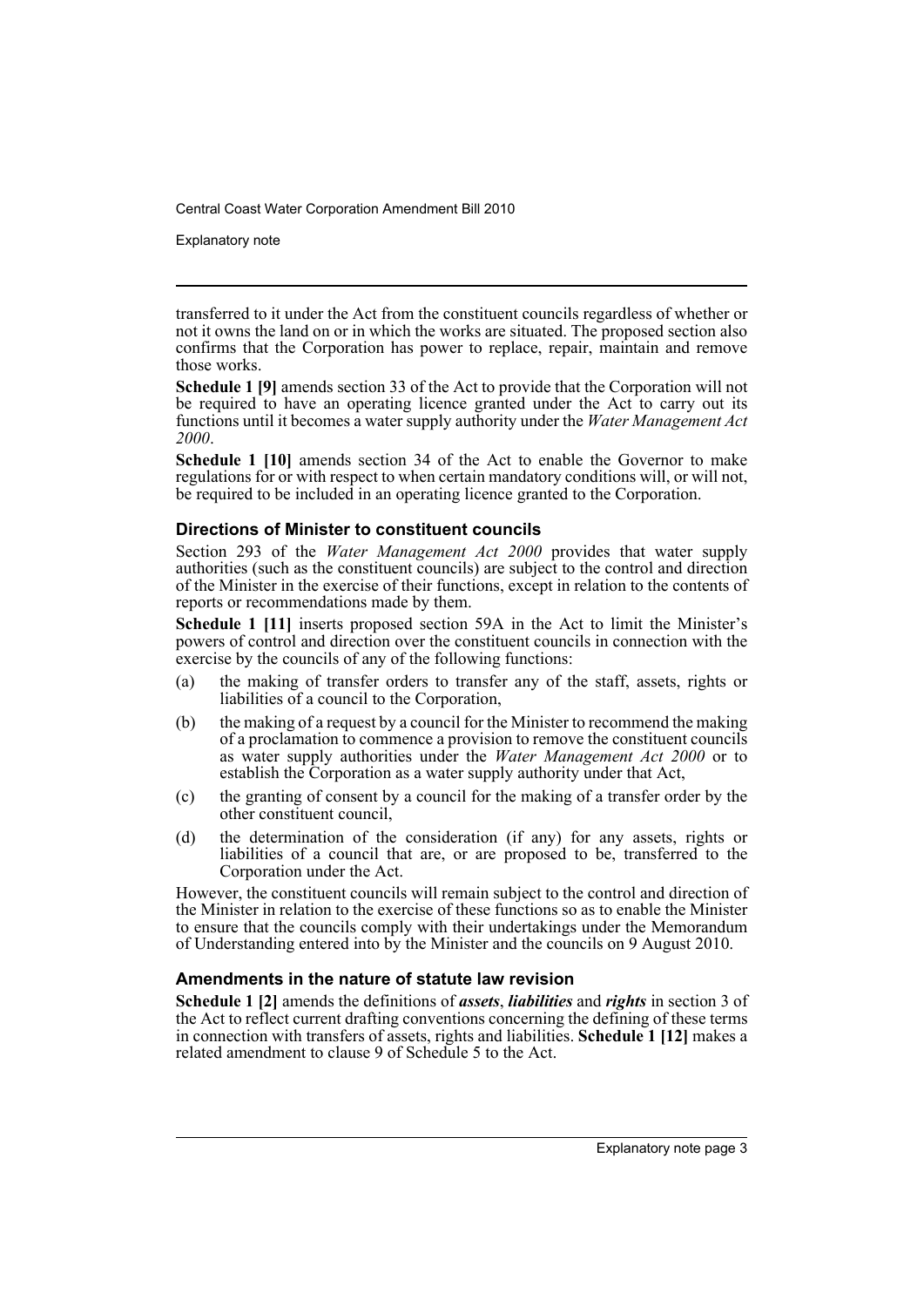transferred to it under the Act from the constituent councils regardless of whether or not it owns the land on or in which the works are situated. The proposed section also confirms that the Corporation has power to replace, repair, maintain and remove those works.

**Schedule 1 [9]** amends section 33 of the Act to provide that the Corporation will not be required to have an operating licence granted under the Act to carry out its functions until it becomes a water supply authority under the *Water Management Act 2000*.

**Schedule 1 [10]** amends section 34 of the Act to enable the Governor to make regulations for or with respect to when certain mandatory conditions will, or will not, be required to be included in an operating licence granted to the Corporation.

### Directions of Minister to constituent councils

Section 293 of the *Water Management Act 2000* provides that water supply authorities (such as the constituent councils) are subject to the control and direction of the Minister in the exercise of their functions, except in relation to the contents of reports or recommendations made by them.

**Schedule 1 [11]** inserts proposed section 59A in the Act to limit the Minister's powers of control and direction over the constituent councils in connection with the exercise by the councils of any of the following functions:

(a) the making of transfer orders to transfer any of the staff, assets, rights or liabilities of a council to the Corporation,

(b) the making of a request by a council for the Minister to recommend the making of a proclamation to commence a provision to remove the constituent councils as water supply authorities under the *Water Management Act 2000* or to establish the Corporation as a water supply authority under that Act,

(c) the granting of consent by a council for the making of a transfer order by the other constituent council,

(d) the determination of the consideration (if any) for any assets, rights or liabilities of a council that are, or are proposed to be, transferred to the Corporation under the Act.

However, the constituent councils will remain subject to the control and direction of the Minister in relation to the exercise of these functions so as to enable the Minister to ensure that the councils comply with their undertakings under the Memorandum of Understanding entered into by the Minister and the councils on 9 August 2010.

### Amendments in the nature of statute law revision

**Schedule 1 [2]** amends the definitions of ***assets***, ***liabilities*** and ***rights*** in section 3 of the Act to reflect current drafting conventions concerning the defining of these terms in connection with transfers of assets, rights and liabilities. **Schedule 1 [12]** makes a related amendment to clause 9 of Schedule 5 to the Act.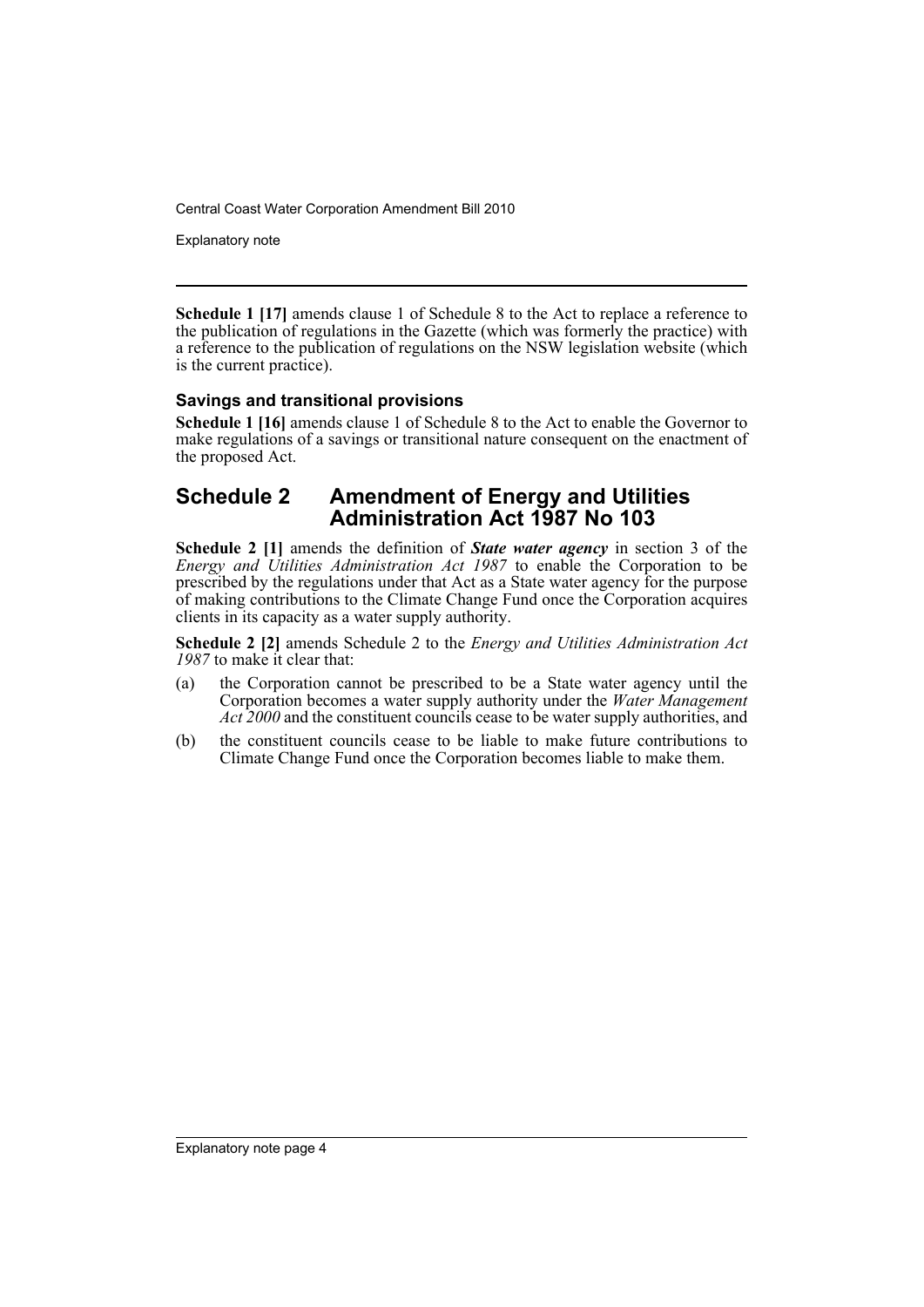**Schedule 1 [17]** amends clause 1 of Schedule 8 to the Act to replace a reference to the publication of regulations in the Gazette (which was formerly the practice) with a reference to the publication of regulations on the NSW legislation website (which is the current practice).

### Savings and transitional provisions

**Schedule 1 [16]** amends clause 1 of Schedule 8 to the Act to enable the Governor to make regulations of a savings or transitional nature consequent on the enactment of the proposed Act.

## Schedule 2 Amendment of Energy and Utilities Administration Act 1987 No 103

**Schedule 2 [1]** amends the definition of ***State water agency*** in section 3 of the *Energy and Utilities Administration Act 1987* to enable the Corporation to be prescribed by the regulations under that Act as a State water agency for the purpose of making contributions to the Climate Change Fund once the Corporation acquires clients in its capacity as a water supply authority.

**Schedule 2 [2]** amends Schedule 2 to the *Energy and Utilities Administration Act 1987* to make it clear that:

(a) the Corporation cannot be prescribed to be a State water agency until the Corporation becomes a water supply authority under the *Water Management Act 2000* and the constituent councils cease to be water supply authorities, and

(b) the constituent councils cease to be liable to make future contributions to Climate Change Fund once the Corporation becomes liable to make them.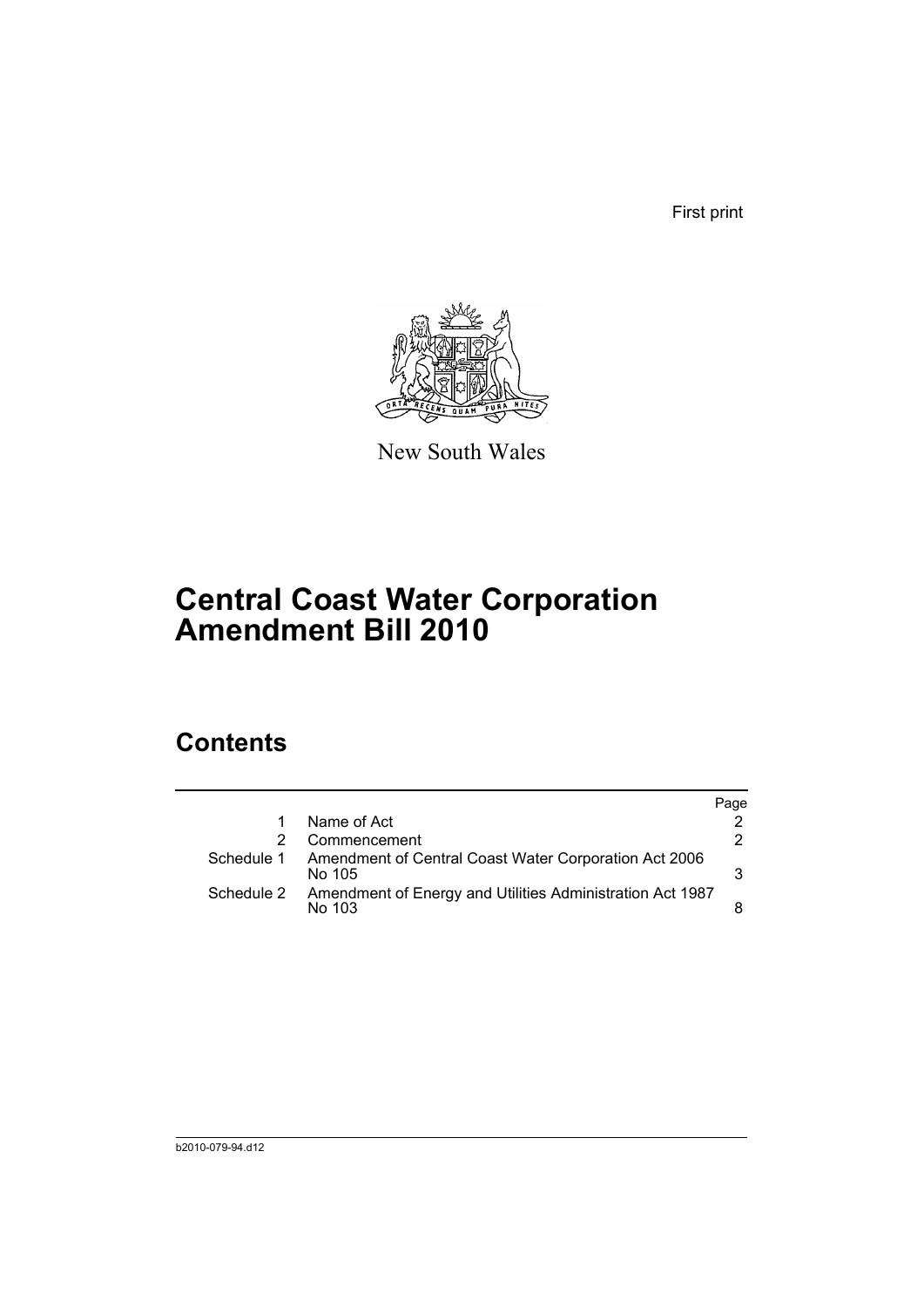First print

New South Wales

# Central Coast Water Corporation Amendment Bill 2010

## Contents

| | | Page |
|---|---|---|
| 1 | Name of Act | 2 |
| 2 | Commencement | 2 |
| Schedule 1 | Amendment of Central Coast Water Corporation Act 2006 No 105 | 3 |
| Schedule 2 | Amendment of Energy and Utilities Administration Act 1987 No 103 | 8 |

b2010-079-94.d12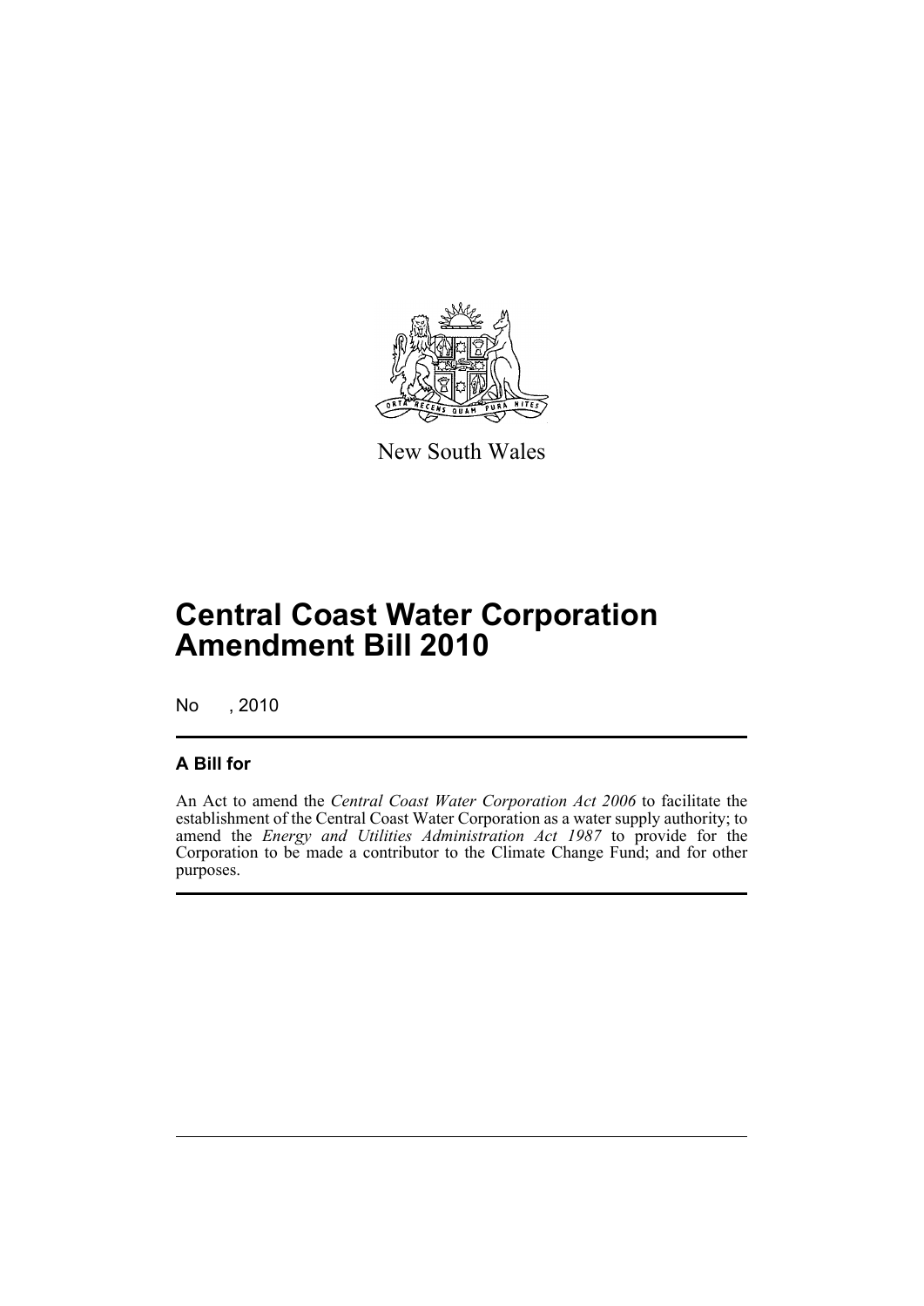New South Wales

# Central Coast Water Corporation Amendment Bill 2010

No , 2010

## A Bill for

An Act to amend the *Central Coast Water Corporation Act 2006* to facilitate the establishment of the Central Coast Water Corporation as a water supply authority; to amend the *Energy and Utilities Administration Act 1987* to provide for the Corporation to be made a contributor to the Climate Change Fund; and for other purposes.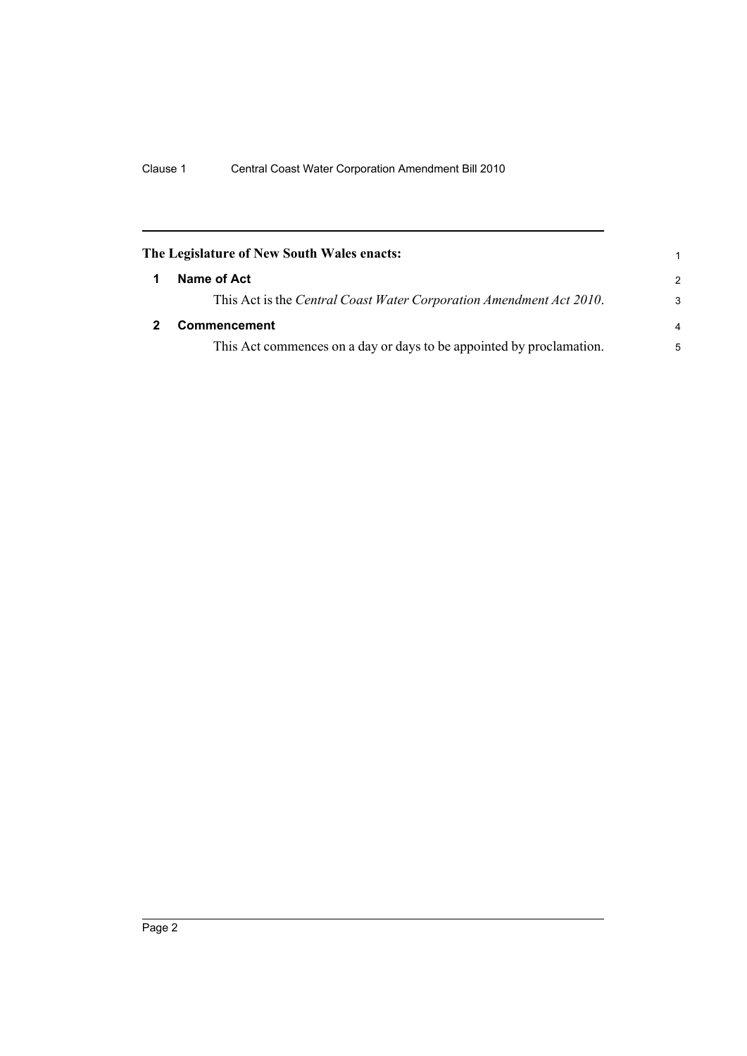**The Legislature of New South Wales enacts:**

## 1 Name of Act

This Act is the *Central Coast Water Corporation Amendment Act 2010*.

## 2 Commencement

This Act commences on a day or days to be appointed by proclamation.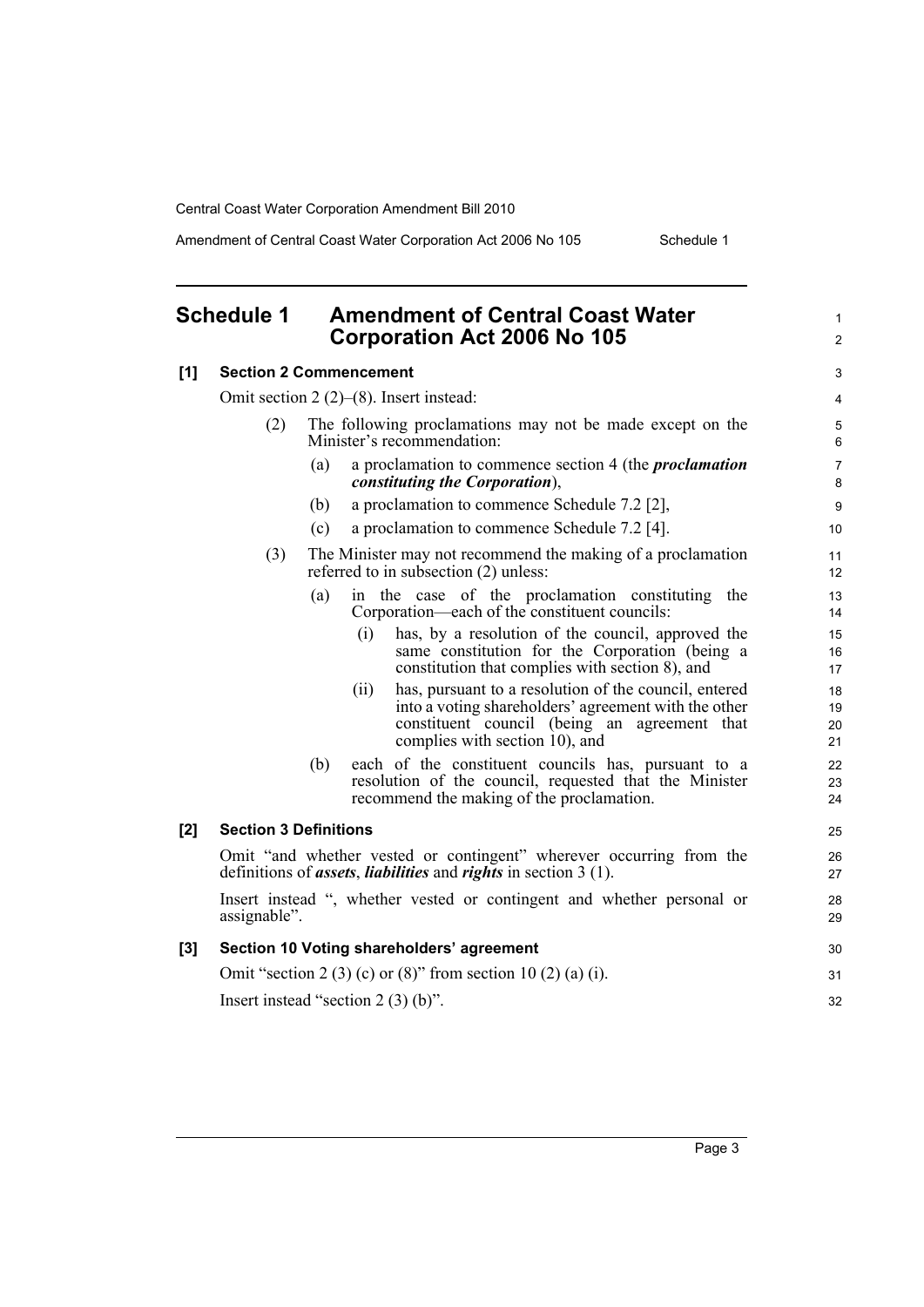# Schedule 1 Amendment of Central Coast Water Corporation Act 2006 No 105

**[1] Section 2 Commencement**

Omit section 2 (2)–(8). Insert instead:

(2) The following proclamations may not be made except on the Minister's recommendation:

(a) a proclamation to commence section 4 (the ***proclamation constituting the Corporation***),

(b) a proclamation to commence Schedule 7.2 [2],

(c) a proclamation to commence Schedule 7.2 [4].

(3) The Minister may not recommend the making of a proclamation referred to in subsection (2) unless:

(a) in the case of the proclamation constituting the Corporation—each of the constituent councils:

(i) has, by a resolution of the council, approved the same constitution for the Corporation (being a constitution that complies with section 8), and

(ii) has, pursuant to a resolution of the council, entered into a voting shareholders' agreement with the other constituent council (being an agreement that complies with section 10), and

(b) each of the constituent councils has, pursuant to a resolution of the council, requested that the Minister recommend the making of the proclamation.

**[2] Section 3 Definitions**

Omit "and whether vested or contingent" wherever occurring from the definitions of ***assets***, ***liabilities*** and ***rights*** in section 3 (1).

Insert instead ", whether vested or contingent and whether personal or assignable".

**[3] Section 10 Voting shareholders' agreement**

Omit "section 2 (3) (c) or (8)" from section 10 (2) (a) (i).

Insert instead "section 2 (3) (b)".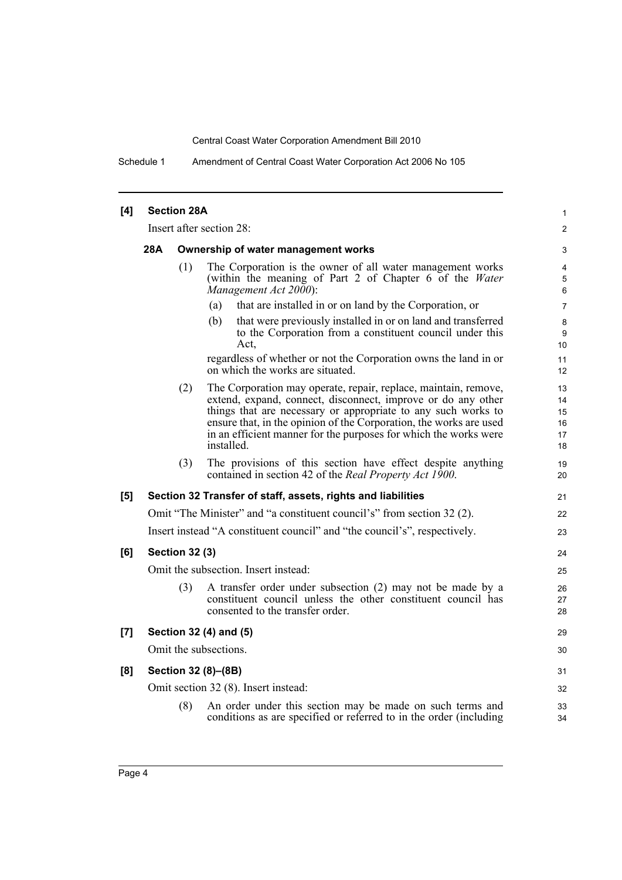**[4] Section 28A**

Insert after section 28:

**28A Ownership of water management works**

(1) The Corporation is the owner of all water management works (within the meaning of Part 2 of Chapter 6 of the *Water Management Act 2000*):

(a) that are installed in or on land by the Corporation, or

(b) that were previously installed in or on land and transferred to the Corporation from a constituent council under this Act,

regardless of whether or not the Corporation owns the land in or on which the works are situated.

(2) The Corporation may operate, repair, replace, maintain, remove, extend, expand, connect, disconnect, improve or do any other things that are necessary or appropriate to any such works to ensure that, in the opinion of the Corporation, the works are used in an efficient manner for the purposes for which the works were installed.

(3) The provisions of this section have effect despite anything contained in section 42 of the *Real Property Act 1900*.

**[5] Section 32 Transfer of staff, assets, rights and liabilities**

Omit "The Minister" and "a constituent council's" from section 32 (2).

Insert instead "A constituent council" and "the council's", respectively.

**[6] Section 32 (3)**

Omit the subsection. Insert instead:

(3) A transfer order under subsection (2) may not be made by a constituent council unless the other constituent council has consented to the transfer order.

**[7] Section 32 (4) and (5)**

Omit the subsections.

**[8] Section 32 (8)–(8B)**

Omit section 32 (8). Insert instead:

(8) An order under this section may be made on such terms and conditions as are specified or referred to in the order (including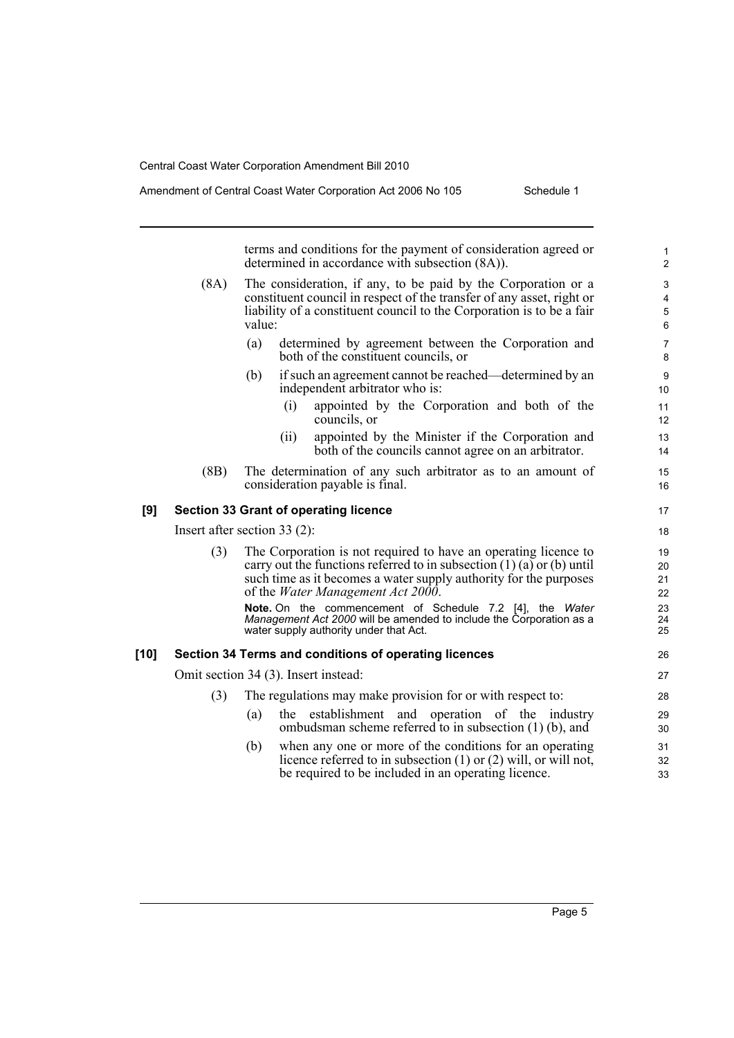terms and conditions for the payment of consideration agreed or determined in accordance with subsection (8A)).

(8A) The consideration, if any, to be paid by the Corporation or a constituent council in respect of the transfer of any asset, right or liability of a constituent council to the Corporation is to be a fair value:

(a) determined by agreement between the Corporation and both of the constituent councils, or

(b) if such an agreement cannot be reached—determined by an independent arbitrator who is:

(i) appointed by the Corporation and both of the councils, or

(ii) appointed by the Minister if the Corporation and both of the councils cannot agree on an arbitrator.

(8B) The determination of any such arbitrator as to an amount of consideration payable is final.

### [9] Section 33 Grant of operating licence

Insert after section 33 (2):

(3) The Corporation is not required to have an operating licence to carry out the functions referred to in subsection (1) (a) or (b) until such time as it becomes a water supply authority for the purposes of the *Water Management Act 2000*.

**Note.** On the commencement of Schedule 7.2 [4], the *Water Management Act 2000* will be amended to include the Corporation as a water supply authority under that Act.

### [10] Section 34 Terms and conditions of operating licences

Omit section 34 (3). Insert instead:

(3) The regulations may make provision for or with respect to:

(a) the establishment and operation of the industry ombudsman scheme referred to in subsection (1) (b), and

(b) when any one or more of the conditions for an operating licence referred to in subsection (1) or (2) will, or will not, be required to be included in an operating licence.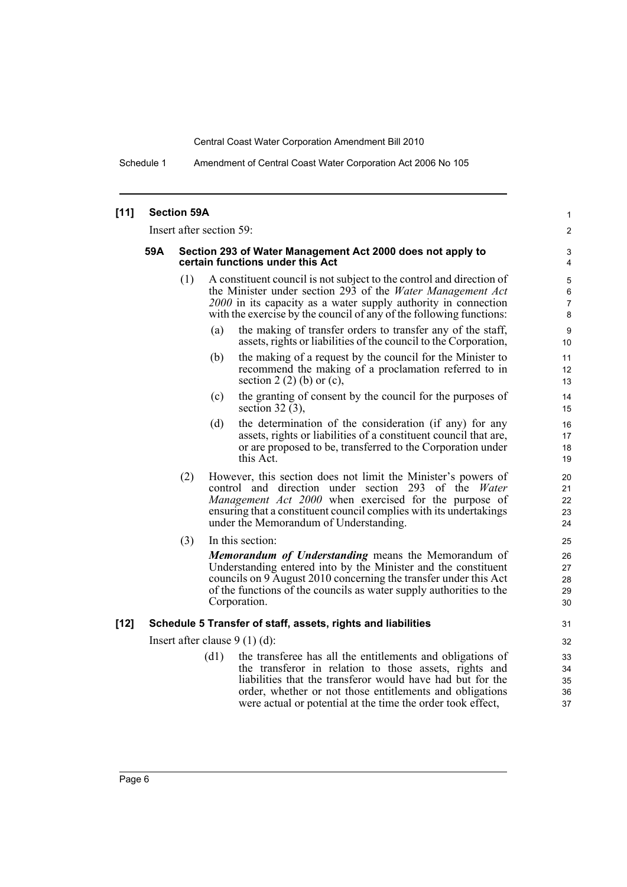**[11] Section 59A**

Insert after section 59:

**59A Section 293 of Water Management Act 2000 does not apply to certain functions under this Act**

(1) A constituent council is not subject to the control and direction of the Minister under section 293 of the *Water Management Act 2000* in its capacity as a water supply authority in connection with the exercise by the council of any of the following functions:

(a) the making of transfer orders to transfer any of the staff, assets, rights or liabilities of the council to the Corporation,

(b) the making of a request by the council for the Minister to recommend the making of a proclamation referred to in section 2 (2) (b) or (c),

(c) the granting of consent by the council for the purposes of section 32 (3),

(d) the determination of the consideration (if any) for any assets, rights or liabilities of a constituent council that are, or are proposed to be, transferred to the Corporation under this Act.

(2) However, this section does not limit the Minister's powers of control and direction under section 293 of the *Water Management Act 2000* when exercised for the purpose of ensuring that a constituent council complies with its undertakings under the Memorandum of Understanding.

(3) In this section:

***Memorandum of Understanding*** means the Memorandum of Understanding entered into by the Minister and the constituent councils on 9 August 2010 concerning the transfer under this Act of the functions of the councils as water supply authorities to the Corporation.

**[12] Schedule 5 Transfer of staff, assets, rights and liabilities**

Insert after clause 9 (1) (d):

(d1) the transferee has all the entitlements and obligations of the transferor in relation to those assets, rights and liabilities that the transferor would have had but for the order, whether or not those entitlements and obligations were actual or potential at the time the order took effect,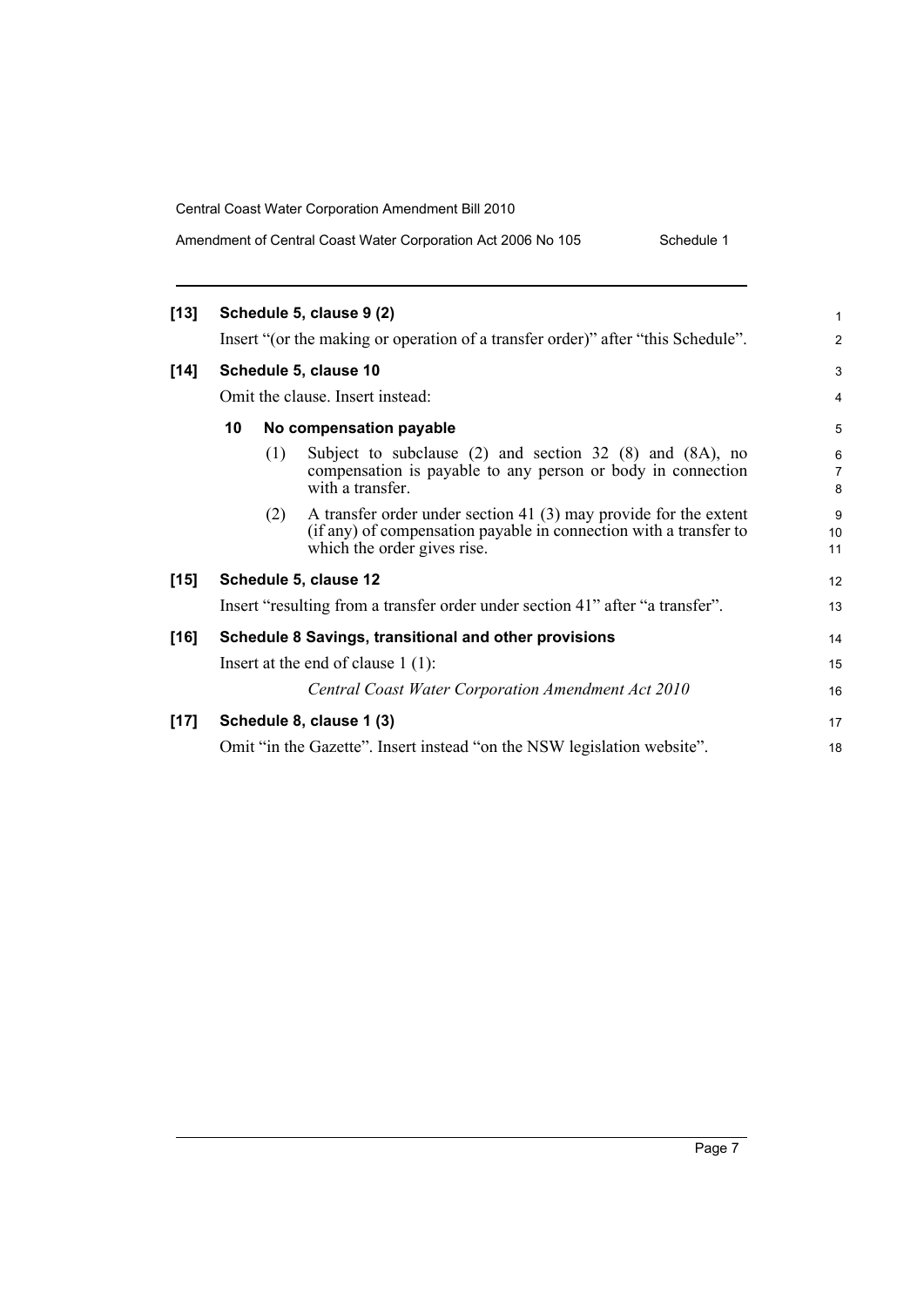**[13] Schedule 5, clause 9 (2)**

Insert "(or the making or operation of a transfer order)" after "this Schedule".

**[14] Schedule 5, clause 10**

Omit the clause. Insert instead:

**10 No compensation payable**

(1) Subject to subclause (2) and section 32 (8) and (8A), no compensation is payable to any person or body in connection with a transfer.

(2) A transfer order under section 41 (3) may provide for the extent (if any) of compensation payable in connection with a transfer to which the order gives rise.

**[15] Schedule 5, clause 12**

Insert "resulting from a transfer order under section 41" after "a transfer".

**[16] Schedule 8 Savings, transitional and other provisions**

Insert at the end of clause 1 (1):

*Central Coast Water Corporation Amendment Act 2010*

**[17] Schedule 8, clause 1 (3)**

Omit "in the Gazette". Insert instead "on the NSW legislation website".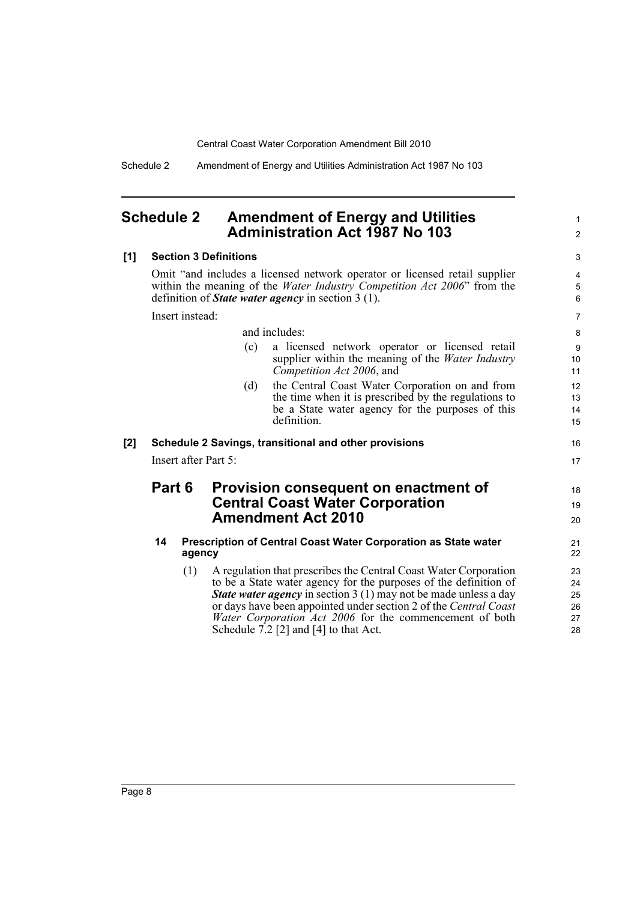## Schedule 2 Amendment of Energy and Utilities Administration Act 1987 No 103

**[1] Section 3 Definitions**

Omit "and includes a licensed network operator or licensed retail supplier within the meaning of the *Water Industry Competition Act 2006*" from the definition of ***State water agency*** in section 3 (1).

Insert instead:

and includes:

(c) a licensed network operator or licensed retail supplier within the meaning of the *Water Industry Competition Act 2006*, and

(d) the Central Coast Water Corporation on and from the time when it is prescribed by the regulations to be a State water agency for the purposes of this definition.

**[2] Schedule 2 Savings, transitional and other provisions**

Insert after Part 5:

### Part 6 Provision consequent on enactment of Central Coast Water Corporation Amendment Act 2010

**14 Prescription of Central Coast Water Corporation as State water agency**

(1) A regulation that prescribes the Central Coast Water Corporation to be a State water agency for the purposes of the definition of ***State water agency*** in section 3 (1) may not be made unless a day or days have been appointed under section 2 of the *Central Coast Water Corporation Act 2006* for the commencement of both Schedule 7.2 [2] and [4] to that Act.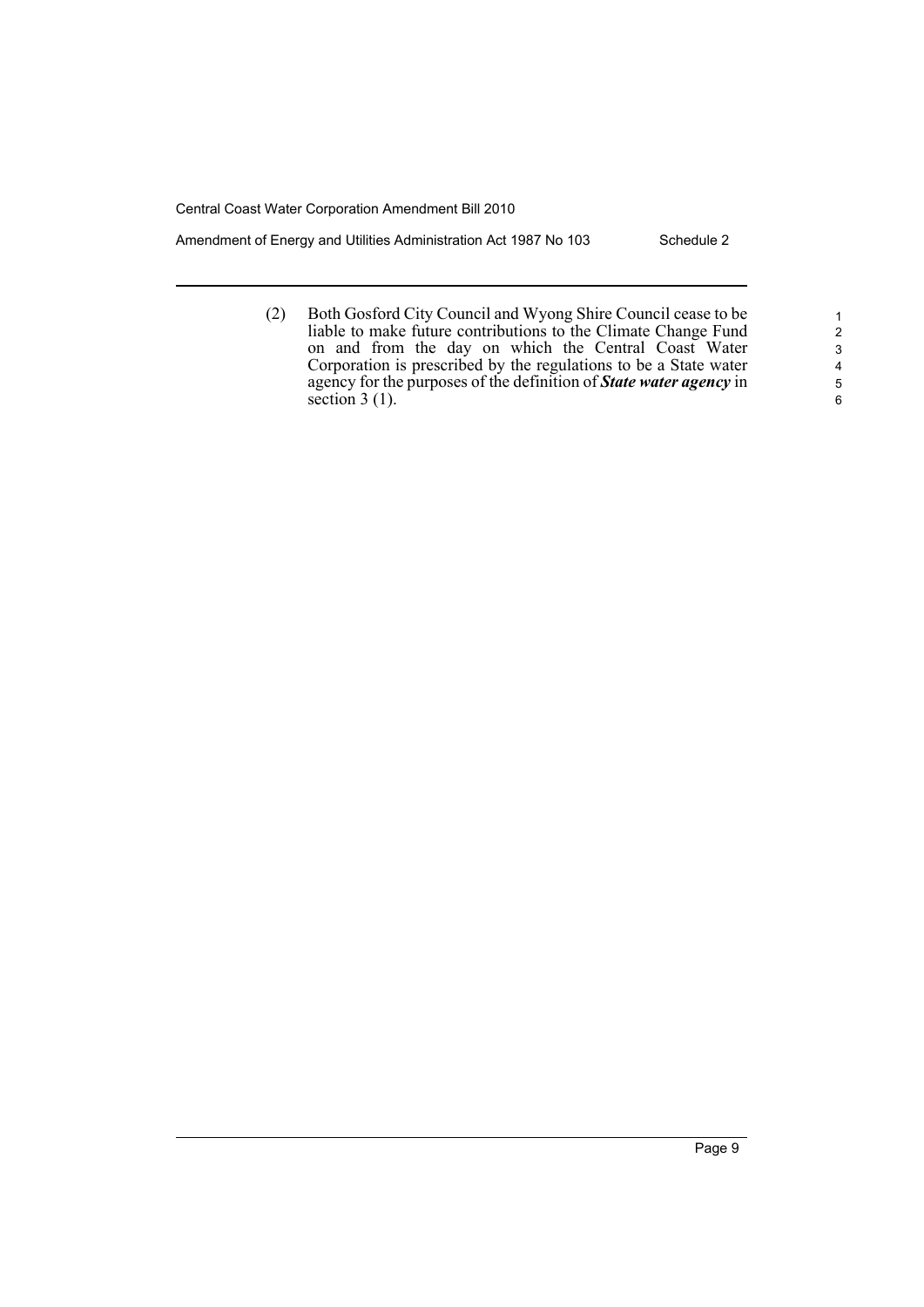(2) Both Gosford City Council and Wyong Shire Council cease to be liable to make future contributions to the Climate Change Fund on and from the day on which the Central Coast Water Corporation is prescribed by the regulations to be a State water agency for the purposes of the definition of ***State water agency*** in section 3 (1).